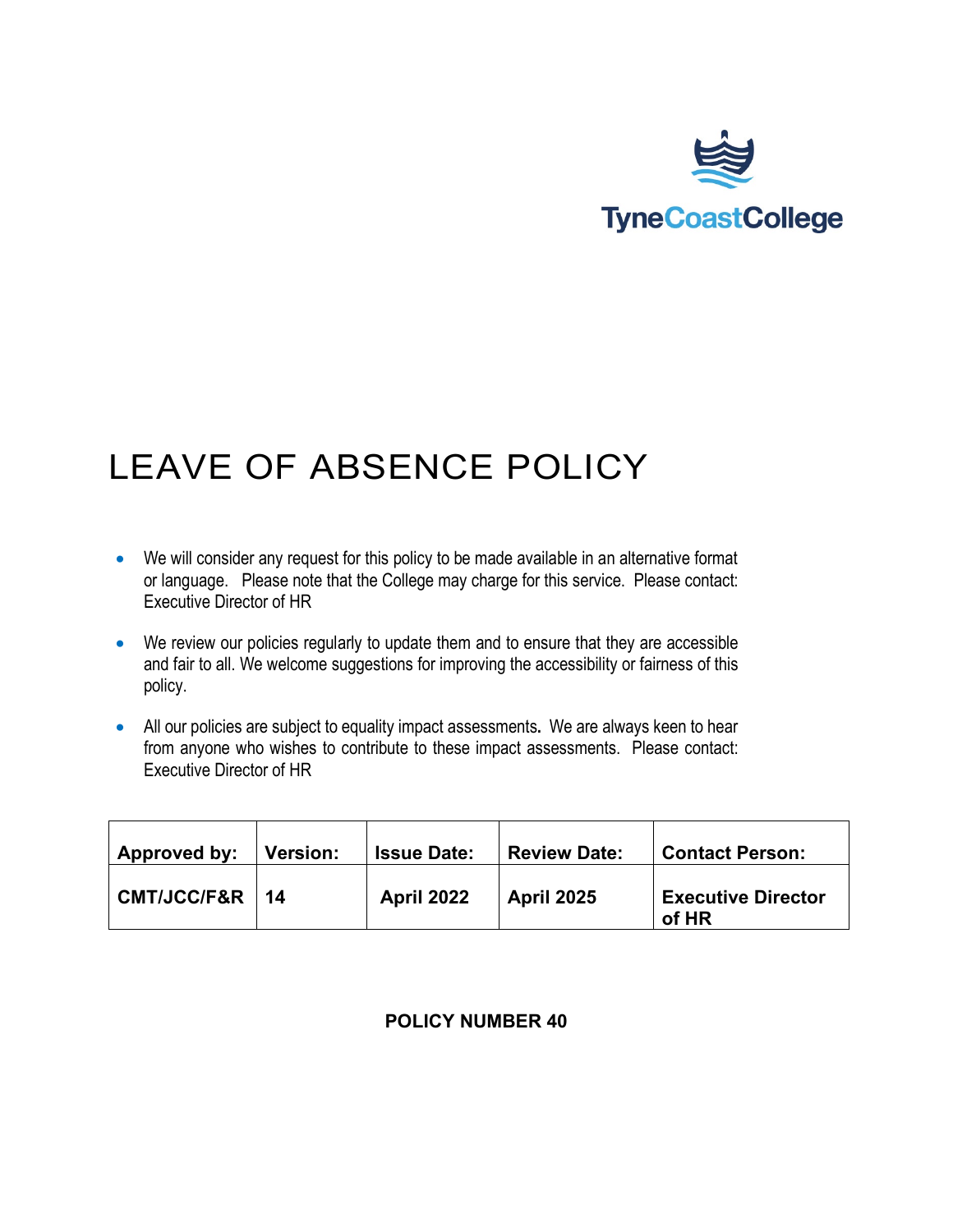TyneCoastCollege

# LEAVE OF ABSENCE POLICY

- We will consider any request for this policy to be made available in an alternative format or language. Please note that the College may charge for this service. Please contact: Executive Director of HR
- We review our policies regularly to update them and to ensure that they are accessible and fair to all. We welcome suggestions for improving the accessibility or fairness of this policy.
- All our policies are subject to equality impact assessments**.** We are always keen to hear from anyone who wishes to contribute to these impact assessments. Please contact: Executive Director of HR

| Approved by: | Version: | Issue Date: | Review Date: | Contact Person: |
|---|---|---|---|---|
| CMT/JCC/F&R | 14 | April 2022 | April 2025 | Executive Director of HR |

**POLICY NUMBER 40**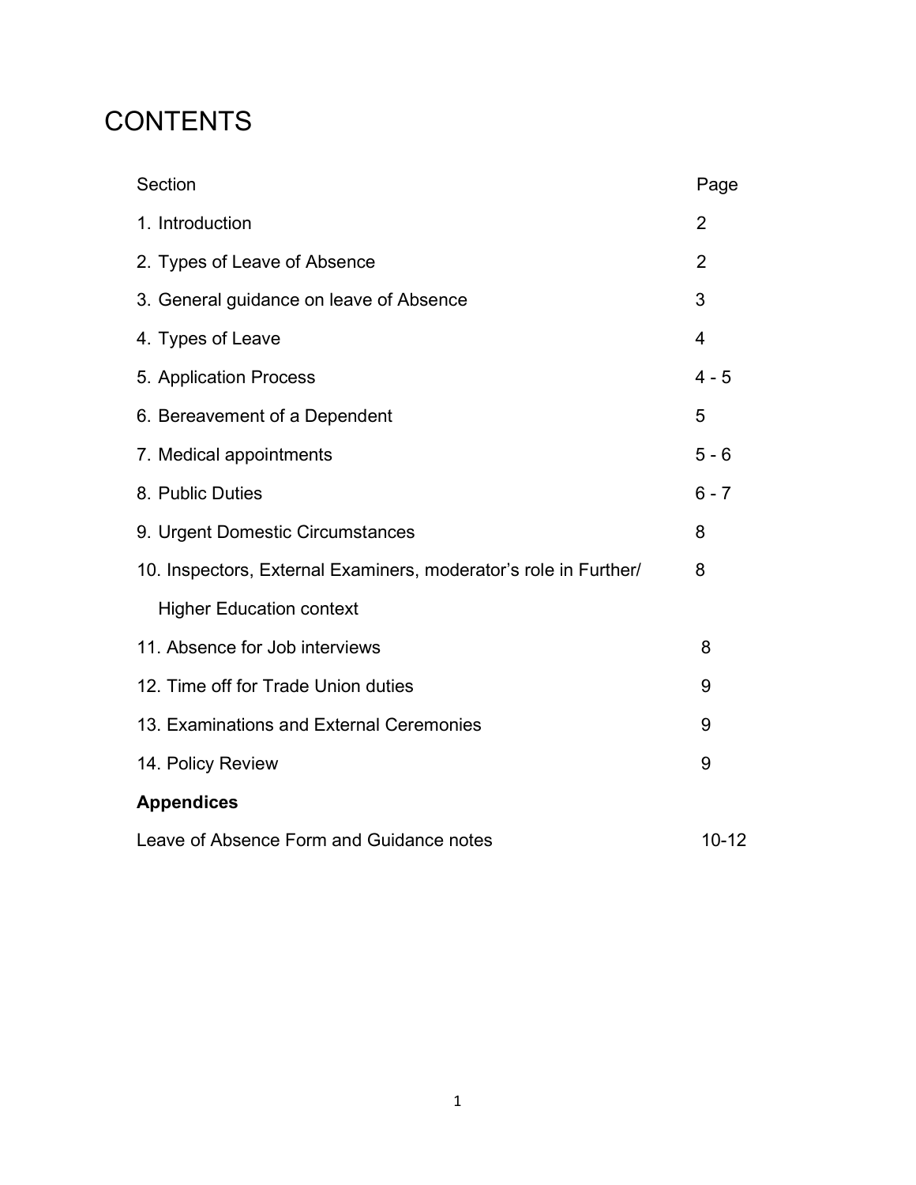# CONTENTS

| Section | Page |
|---|---|
| 1. Introduction | 2 |
| 2. Types of Leave of Absence | 2 |
| 3. General guidance on leave of Absence | 3 |
| 4. Types of Leave | 4 |
| 5. Application Process | 4 - 5 |
| 6. Bereavement of a Dependent | 5 |
| 7. Medical appointments | 5 - 6 |
| 8. Public Duties | 6 - 7 |
| 9. Urgent Domestic Circumstances | 8 |
| 10. Inspectors, External Examiners, moderator's role in Further/ Higher Education context | 8 |
| 11. Absence for Job interviews | 8 |
| 12. Time off for Trade Union duties | 9 |
| 13. Examinations and External Ceremonies | 9 |
| 14. Policy Review | 9 |
| **Appendices** | |
| Leave of Absence Form and Guidance notes | 10-12 |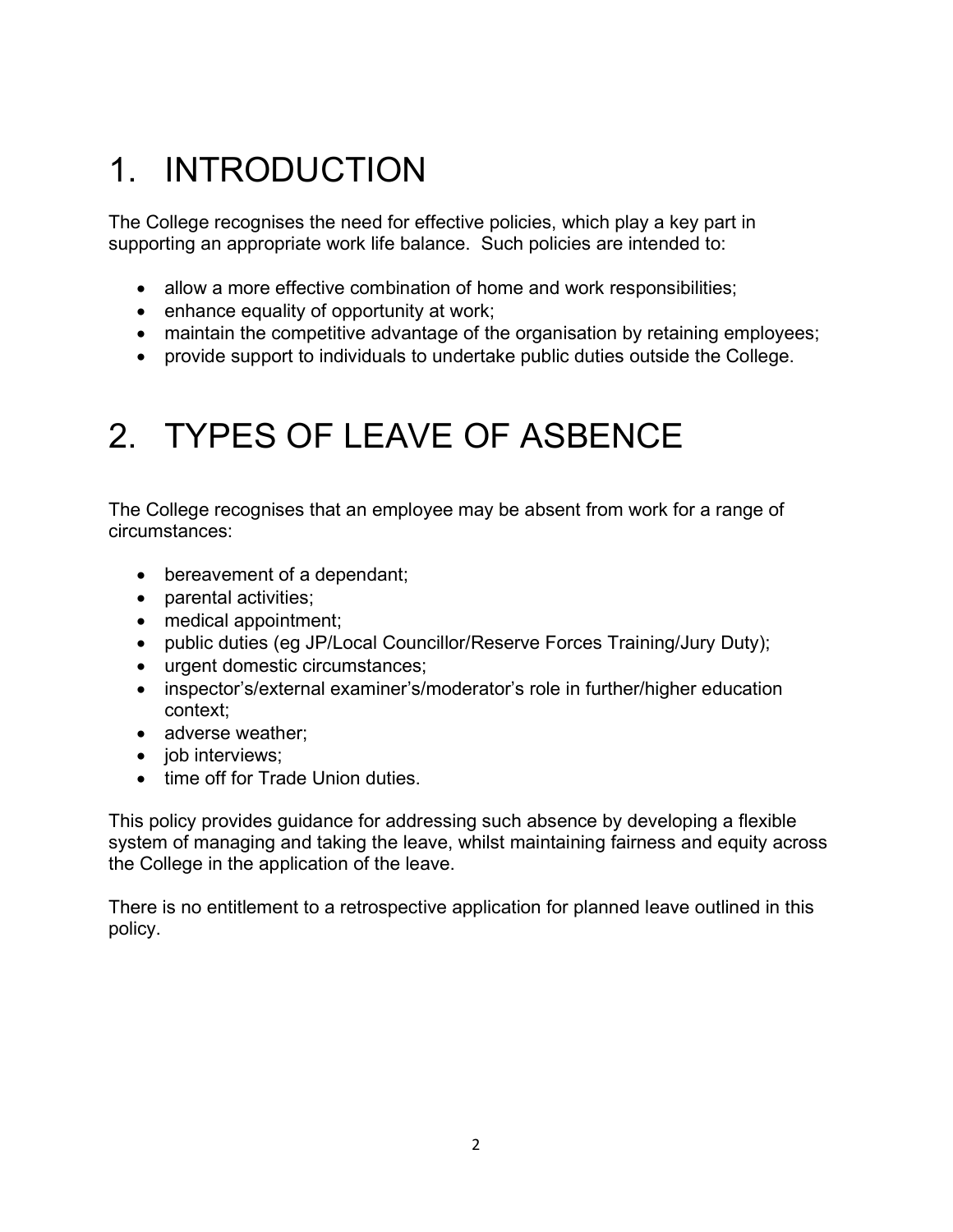# 1. INTRODUCTION

The College recognises the need for effective policies, which play a key part in supporting an appropriate work life balance. Such policies are intended to:

- allow a more effective combination of home and work responsibilities;
- enhance equality of opportunity at work;
- maintain the competitive advantage of the organisation by retaining employees;
- provide support to individuals to undertake public duties outside the College.

# 2. TYPES OF LEAVE OF ASBENCE

The College recognises that an employee may be absent from work for a range of circumstances:

- bereavement of a dependant;
- parental activities;
- medical appointment;
- public duties (eg JP/Local Councillor/Reserve Forces Training/Jury Duty);
- urgent domestic circumstances;
- inspector's/external examiner's/moderator's role in further/higher education context;
- adverse weather;
- job interviews;
- time off for Trade Union duties.

This policy provides guidance for addressing such absence by developing a flexible system of managing and taking the leave, whilst maintaining fairness and equity across the College in the application of the leave.

There is no entitlement to a retrospective application for planned leave outlined in this policy.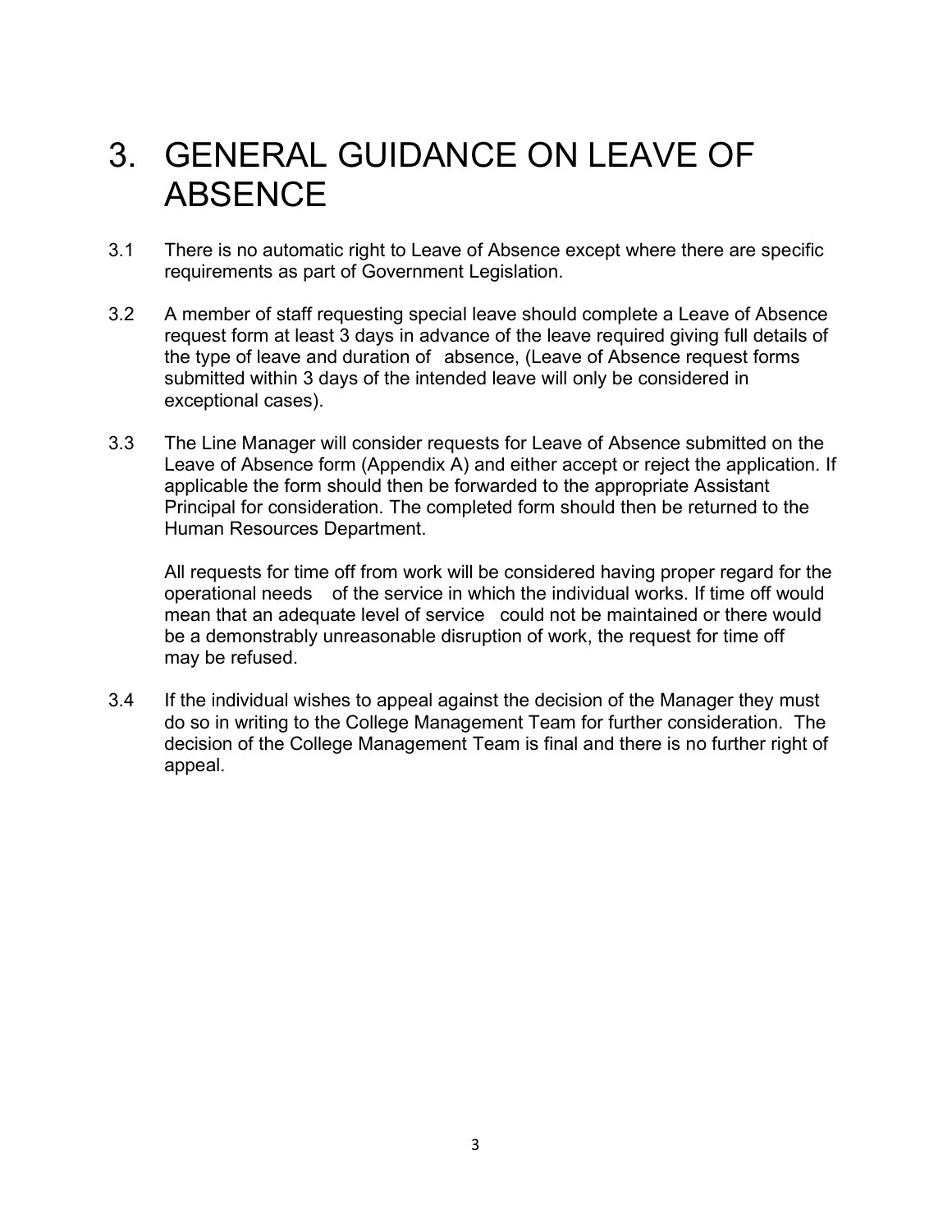# 3. GENERAL GUIDANCE ON LEAVE OF ABSENCE

3.1 There is no automatic right to Leave of Absence except where there are specific requirements as part of Government Legislation.

3.2 A member of staff requesting special leave should complete a Leave of Absence request form at least 3 days in advance of the leave required giving full details of the type of leave and duration of absence, (Leave of Absence request forms submitted within 3 days of the intended leave will only be considered in exceptional cases).

3.3 The Line Manager will consider requests for Leave of Absence submitted on the Leave of Absence form (Appendix A) and either accept or reject the application. If applicable the form should then be forwarded to the appropriate Assistant Principal for consideration. The completed form should then be returned to the Human Resources Department.

All requests for time off from work will be considered having proper regard for the operational needs of the service in which the individual works. If time off would mean that an adequate level of service could not be maintained or there would be a demonstrably unreasonable disruption of work, the request for time off may be refused.

3.4 If the individual wishes to appeal against the decision of the Manager they must do so in writing to the College Management Team for further consideration. The decision of the College Management Team is final and there is no further right of appeal.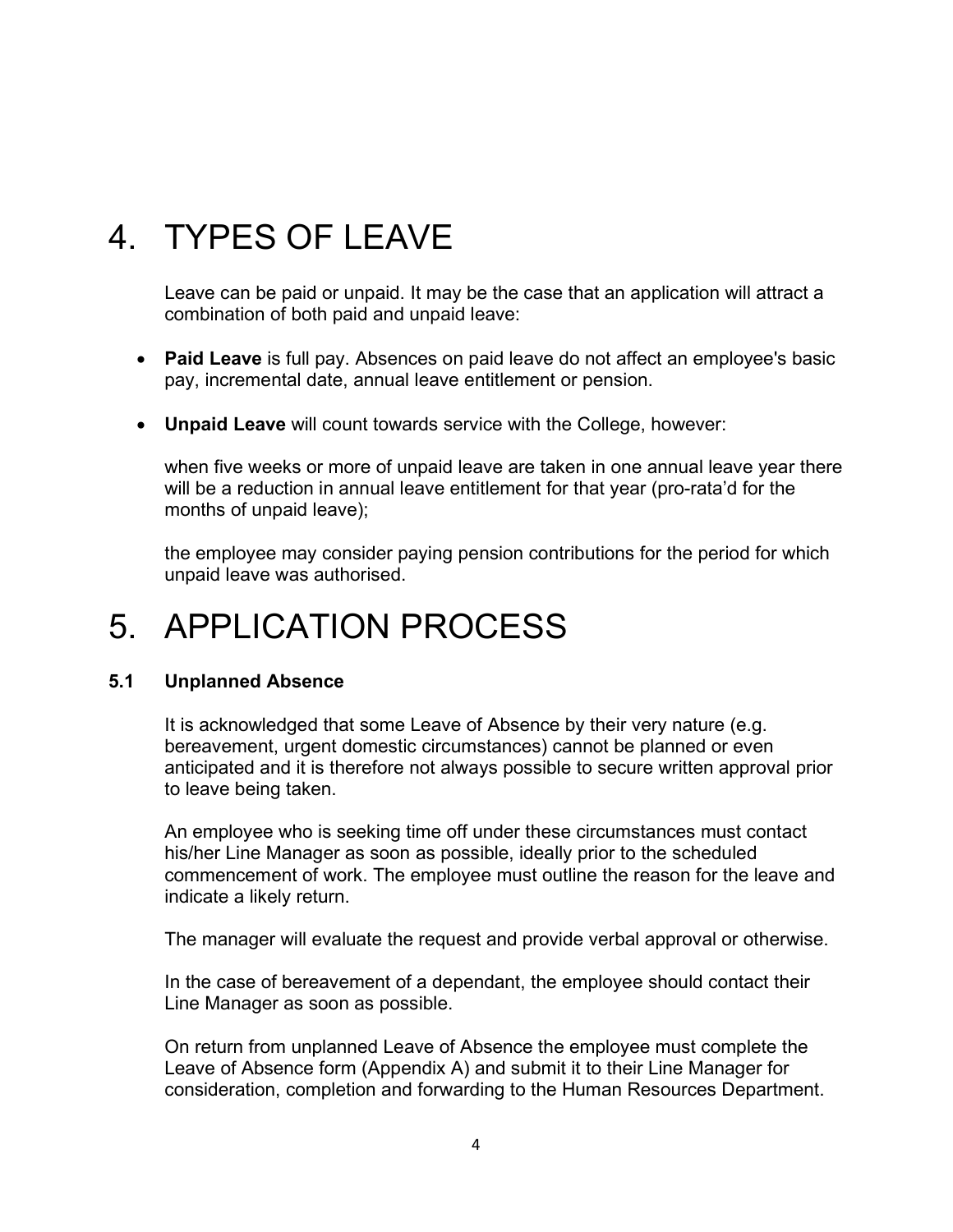# 4. TYPES OF LEAVE

Leave can be paid or unpaid. It may be the case that an application will attract a combination of both paid and unpaid leave:

- **Paid Leave** is full pay. Absences on paid leave do not affect an employee's basic pay, incremental date, annual leave entitlement or pension.

- **Unpaid Leave** will count towards service with the College, however:

  when five weeks or more of unpaid leave are taken in one annual leave year there will be a reduction in annual leave entitlement for that year (pro-rata'd for the months of unpaid leave);

  the employee may consider paying pension contributions for the period for which unpaid leave was authorised.

# 5. APPLICATION PROCESS

### 5.1 Unplanned Absence

It is acknowledged that some Leave of Absence by their very nature (e.g. bereavement, urgent domestic circumstances) cannot be planned or even anticipated and it is therefore not always possible to secure written approval prior to leave being taken.

An employee who is seeking time off under these circumstances must contact his/her Line Manager as soon as possible, ideally prior to the scheduled commencement of work. The employee must outline the reason for the leave and indicate a likely return.

The manager will evaluate the request and provide verbal approval or otherwise.

In the case of bereavement of a dependant, the employee should contact their Line Manager as soon as possible.

On return from unplanned Leave of Absence the employee must complete the Leave of Absence form (Appendix A) and submit it to their Line Manager for consideration, completion and forwarding to the Human Resources Department.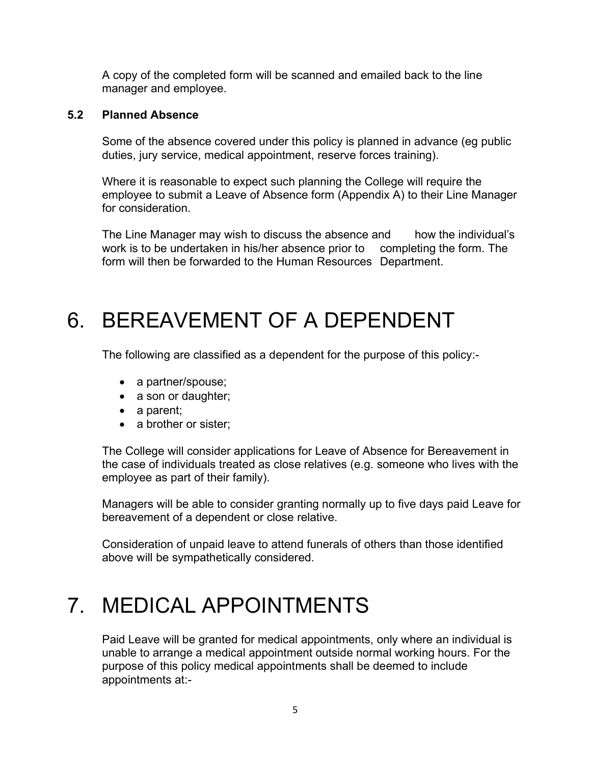A copy of the completed form will be scanned and emailed back to the line manager and employee.

### 5.2 Planned Absence

Some of the absence covered under this policy is planned in advance (eg public duties, jury service, medical appointment, reserve forces training).

Where it is reasonable to expect such planning the College will require the employee to submit a Leave of Absence form (Appendix A) to their Line Manager for consideration.

The Line Manager may wish to discuss the absence and how the individual's work is to be undertaken in his/her absence prior to completing the form. The form will then be forwarded to the Human Resources Department.

# 6. BEREAVEMENT OF A DEPENDENT

The following are classified as a dependent for the purpose of this policy:-

- a partner/spouse;
- a son or daughter;
- a parent;
- a brother or sister;

The College will consider applications for Leave of Absence for Bereavement in the case of individuals treated as close relatives (e.g. someone who lives with the employee as part of their family).

Managers will be able to consider granting normally up to five days paid Leave for bereavement of a dependent or close relative.

Consideration of unpaid leave to attend funerals of others than those identified above will be sympathetically considered.

# 7. MEDICAL APPOINTMENTS

Paid Leave will be granted for medical appointments, only where an individual is unable to arrange a medical appointment outside normal working hours. For the purpose of this policy medical appointments shall be deemed to include appointments at:-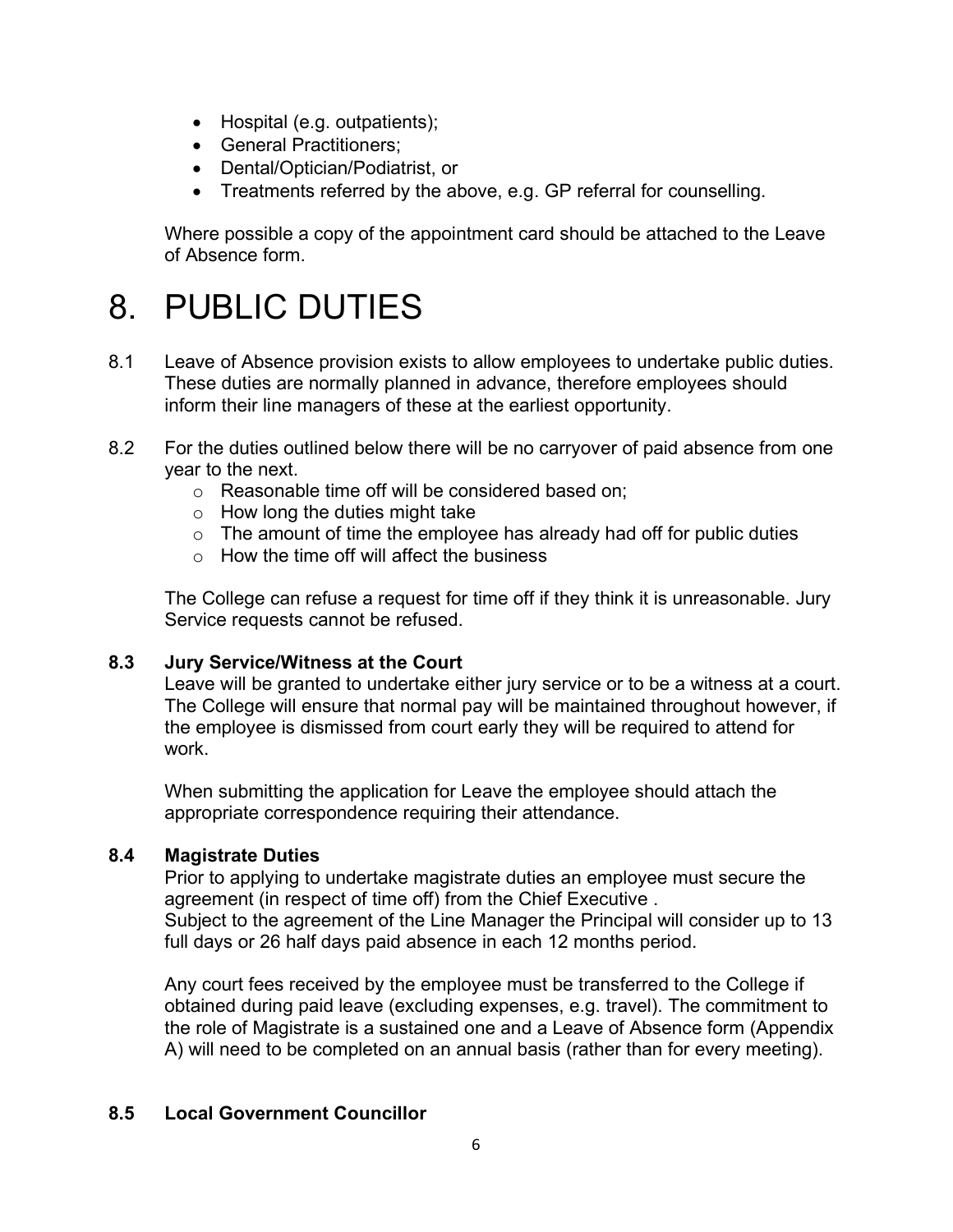- Hospital (e.g. outpatients);
- General Practitioners;
- Dental/Optician/Podiatrist, or
- Treatments referred by the above, e.g. GP referral for counselling.

Where possible a copy of the appointment card should be attached to the Leave of Absence form.

# 8. PUBLIC DUTIES

8.1 Leave of Absence provision exists to allow employees to undertake public duties. These duties are normally planned in advance, therefore employees should inform their line managers of these at the earliest opportunity.

8.2 For the duties outlined below there will be no carryover of paid absence from one year to the next.

- Reasonable time off will be considered based on;
- How long the duties might take
- The amount of time the employee has already had off for public duties
- How the time off will affect the business

The College can refuse a request for time off if they think it is unreasonable. Jury Service requests cannot be refused.

**8.3 Jury Service/Witness at the Court**

Leave will be granted to undertake either jury service or to be a witness at a court. The College will ensure that normal pay will be maintained throughout however, if the employee is dismissed from court early they will be required to attend for work.

When submitting the application for Leave the employee should attach the appropriate correspondence requiring their attendance.

**8.4 Magistrate Duties**

Prior to applying to undertake magistrate duties an employee must secure the agreement (in respect of time off) from the Chief Executive .
Subject to the agreement of the Line Manager the Principal will consider up to 13 full days or 26 half days paid absence in each 12 months period.

Any court fees received by the employee must be transferred to the College if obtained during paid leave (excluding expenses, e.g. travel). The commitment to the role of Magistrate is a sustained one and a Leave of Absence form (Appendix A) will need to be completed on an annual basis (rather than for every meeting).

**8.5 Local Government Councillor**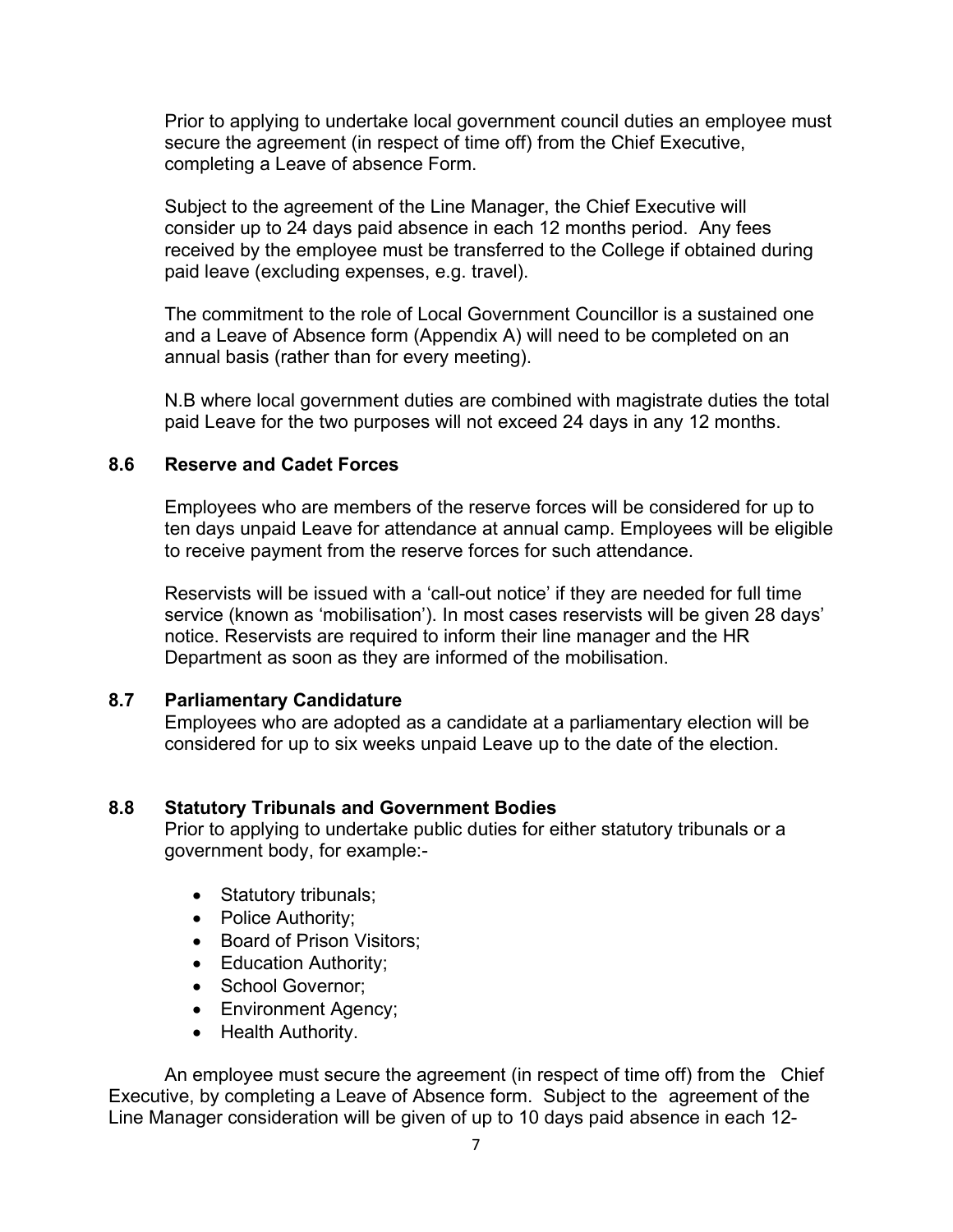Prior to applying to undertake local government council duties an employee must secure the agreement (in respect of time off) from the Chief Executive, completing a Leave of absence Form.

Subject to the agreement of the Line Manager, the Chief Executive will consider up to 24 days paid absence in each 12 months period. Any fees received by the employee must be transferred to the College if obtained during paid leave (excluding expenses, e.g. travel).

The commitment to the role of Local Government Councillor is a sustained one and a Leave of Absence form (Appendix A) will need to be completed on an annual basis (rather than for every meeting).

N.B where local government duties are combined with magistrate duties the total paid Leave for the two purposes will not exceed 24 days in any 12 months.

### 8.6 Reserve and Cadet Forces

Employees who are members of the reserve forces will be considered for up to ten days unpaid Leave for attendance at annual camp. Employees will be eligible to receive payment from the reserve forces for such attendance.

Reservists will be issued with a 'call-out notice' if they are needed for full time service (known as 'mobilisation'). In most cases reservists will be given 28 days' notice. Reservists are required to inform their line manager and the HR Department as soon as they are informed of the mobilisation.

### 8.7 Parliamentary Candidature

Employees who are adopted as a candidate at a parliamentary election will be considered for up to six weeks unpaid Leave up to the date of the election.

### 8.8 Statutory Tribunals and Government Bodies

Prior to applying to undertake public duties for either statutory tribunals or a government body, for example:-

- Statutory tribunals;
- Police Authority;
- Board of Prison Visitors;
- Education Authority;
- School Governor;
- Environment Agency;
- Health Authority.

An employee must secure the agreement (in respect of time off) from the Chief Executive, by completing a Leave of Absence form. Subject to the agreement of the Line Manager consideration will be given of up to 10 days paid absence in each 12-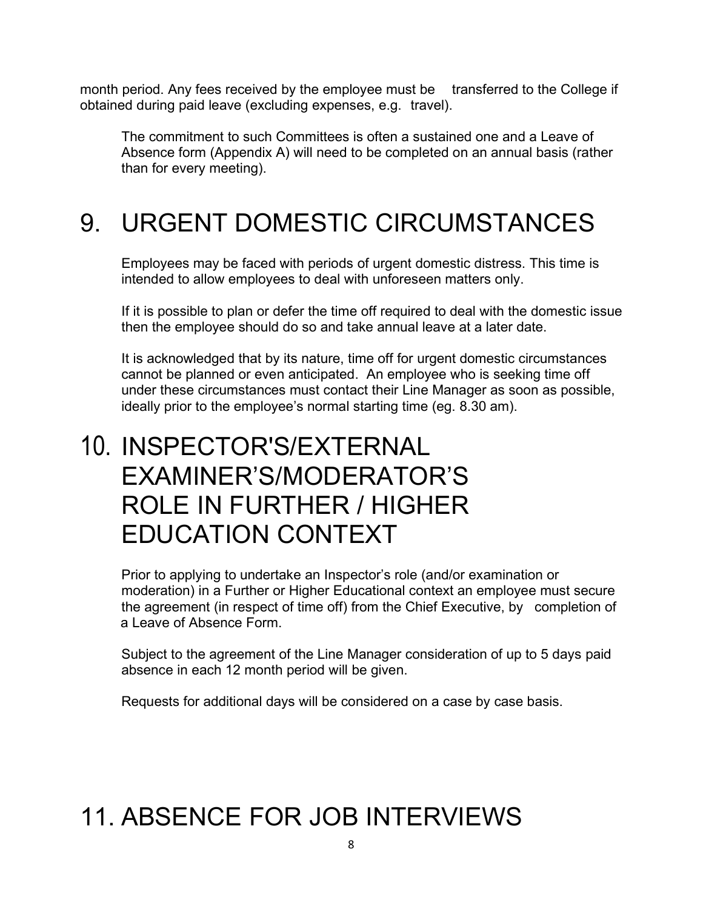month period. Any fees received by the employee must be transferred to the College if obtained during paid leave (excluding expenses, e.g. travel).

The commitment to such Committees is often a sustained one and a Leave of Absence form (Appendix A) will need to be completed on an annual basis (rather than for every meeting).

# 9. URGENT DOMESTIC CIRCUMSTANCES

Employees may be faced with periods of urgent domestic distress. This time is intended to allow employees to deal with unforeseen matters only.

If it is possible to plan or defer the time off required to deal with the domestic issue then the employee should do so and take annual leave at a later date.

It is acknowledged that by its nature, time off for urgent domestic circumstances cannot be planned or even anticipated. An employee who is seeking time off under these circumstances must contact their Line Manager as soon as possible, ideally prior to the employee's normal starting time (eg. 8.30 am).

# 10. INSPECTOR'S/EXTERNAL EXAMINER'S/MODERATOR'S ROLE IN FURTHER / HIGHER EDUCATION CONTEXT

Prior to applying to undertake an Inspector's role (and/or examination or moderation) in a Further or Higher Educational context an employee must secure the agreement (in respect of time off) from the Chief Executive, by completion of a Leave of Absence Form.

Subject to the agreement of the Line Manager consideration of up to 5 days paid absence in each 12 month period will be given.

Requests for additional days will be considered on a case by case basis.

# 11. ABSENCE FOR JOB INTERVIEWS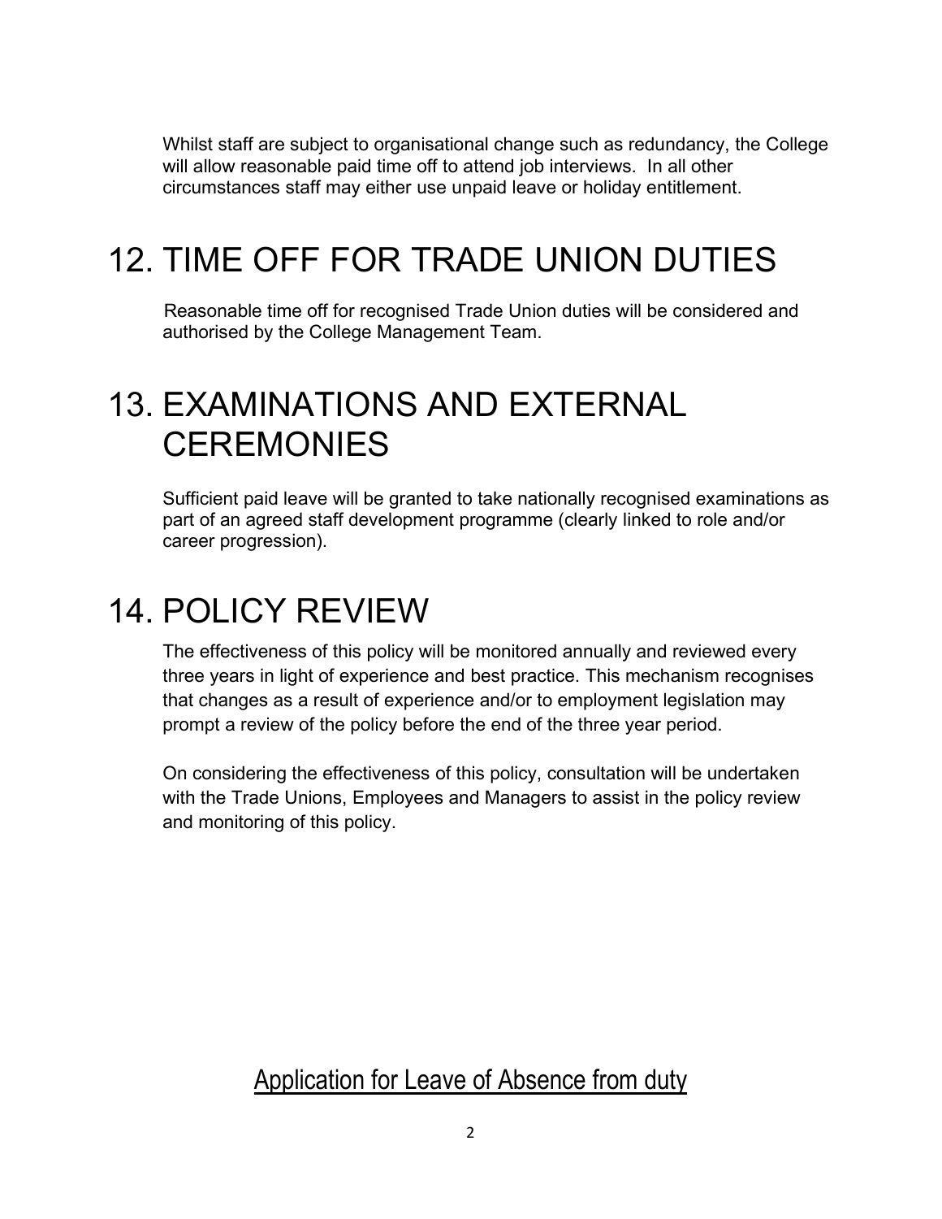Whilst staff are subject to organisational change such as redundancy, the College will allow reasonable paid time off to attend job interviews. In all other circumstances staff may either use unpaid leave or holiday entitlement.

# 12. TIME OFF FOR TRADE UNION DUTIES

Reasonable time off for recognised Trade Union duties will be considered and authorised by the College Management Team.

# 13. EXAMINATIONS AND EXTERNAL CEREMONIES

Sufficient paid leave will be granted to take nationally recognised examinations as part of an agreed staff development programme (clearly linked to role and/or career progression).

# 14. POLICY REVIEW

The effectiveness of this policy will be monitored annually and reviewed every three years in light of experience and best practice. This mechanism recognises that changes as a result of experience and/or to employment legislation may prompt a review of the policy before the end of the three year period.

On considering the effectiveness of this policy, consultation will be undertaken with the Trade Unions, Employees and Managers to assist in the policy review and monitoring of this policy.

## Application for Leave of Absence from duty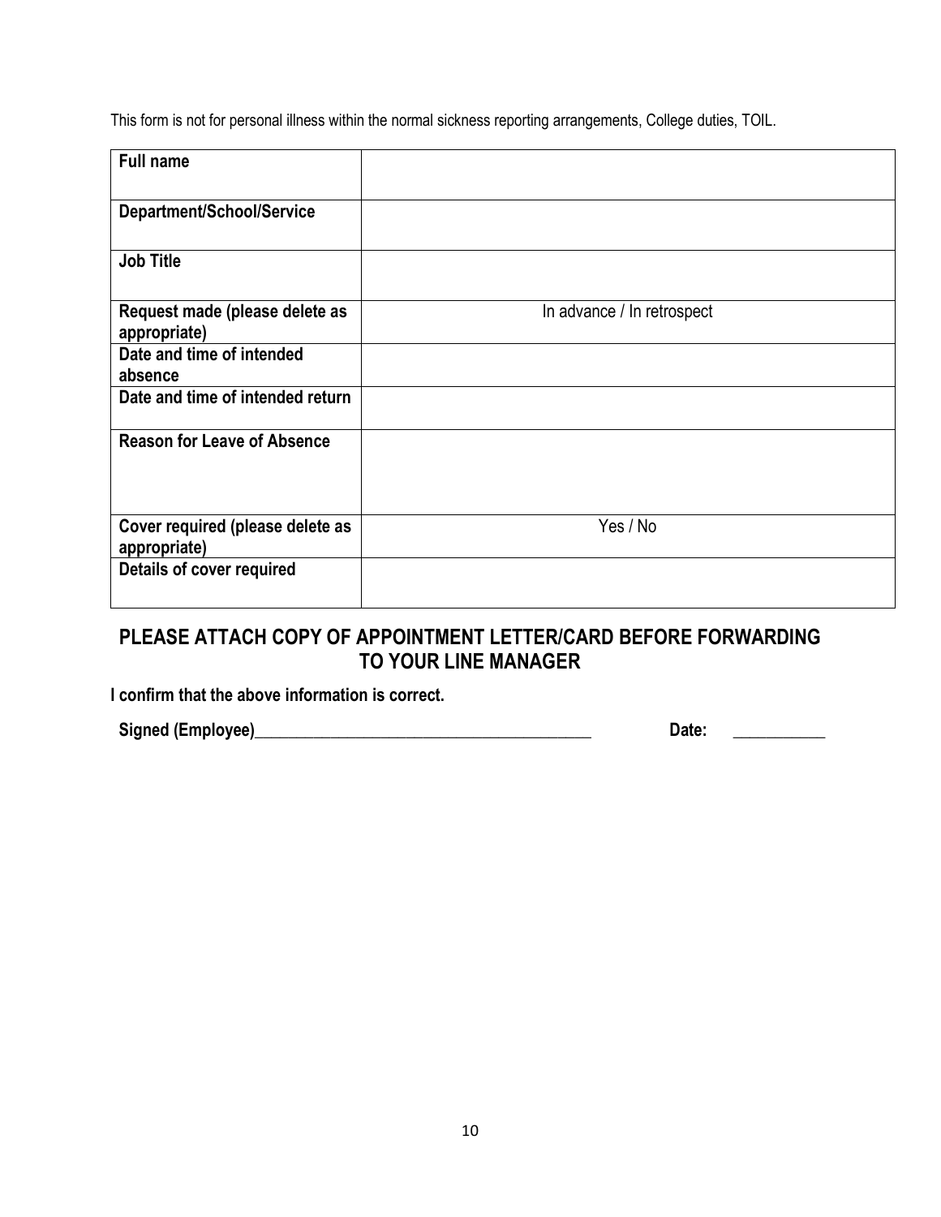This form is not for personal illness within the normal sickness reporting arrangements, College duties, TOIL.

| **Full name** | |
|---|---|
| **Department/School/Service** | |
| **Job Title** | |
| **Request made (please delete as appropriate)** | In advance / In retrospect |
| **Date and time of intended absence** | |
| **Date and time of intended return** | |
| **Reason for Leave of Absence** | |
| **Cover required (please delete as appropriate)** | Yes / No |
| **Details of cover required** | |

## PLEASE ATTACH COPY OF APPOINTMENT LETTER/CARD BEFORE FORWARDING TO YOUR LINE MANAGER

**I confirm that the above information is correct.**

**Signed (Employee)**__________________________________________ **Date:** ___________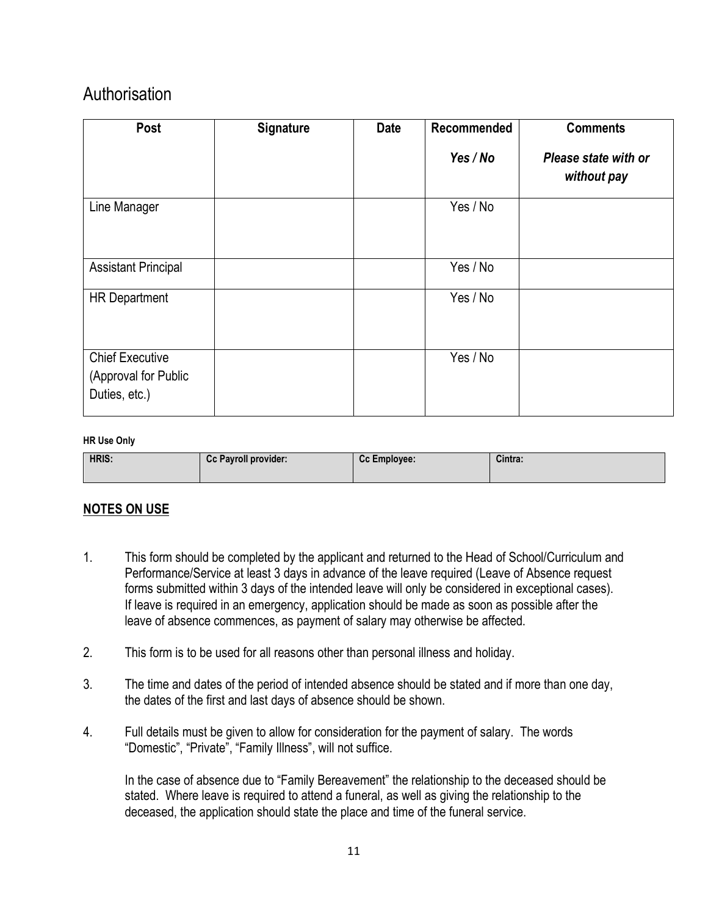# Authorisation

| Post | Signature | Date | Recommended<br>*Yes / No* | Comments<br>*Please state with or without pay* |
|---|---|---|---|---|
| Line Manager | | | Yes / No | |
| Assistant Principal | | | Yes / No | |
| HR Department | | | Yes / No | |
| Chief Executive (Approval for Public Duties, etc.) | | | Yes / No | |

**HR Use Only**

| HRIS: | Cc Payroll provider: | Cc Employee: | Cintra: |
|---|---|---|---|

**<u>NOTES ON USE</u>**

1. This form should be completed by the applicant and returned to the Head of School/Curriculum and Performance/Service at least 3 days in advance of the leave required (Leave of Absence request forms submitted within 3 days of the intended leave will only be considered in exceptional cases). If leave is required in an emergency, application should be made as soon as possible after the leave of absence commences, as payment of salary may otherwise be affected.

2. This form is to be used for all reasons other than personal illness and holiday.

3. The time and dates of the period of intended absence should be stated and if more than one day, the dates of the first and last days of absence should be shown.

4. Full details must be given to allow for consideration for the payment of salary. The words "Domestic", "Private", "Family Illness", will not suffice.

   In the case of absence due to "Family Bereavement" the relationship to the deceased should be stated. Where leave is required to attend a funeral, as well as giving the relationship to the deceased, the application should state the place and time of the funeral service.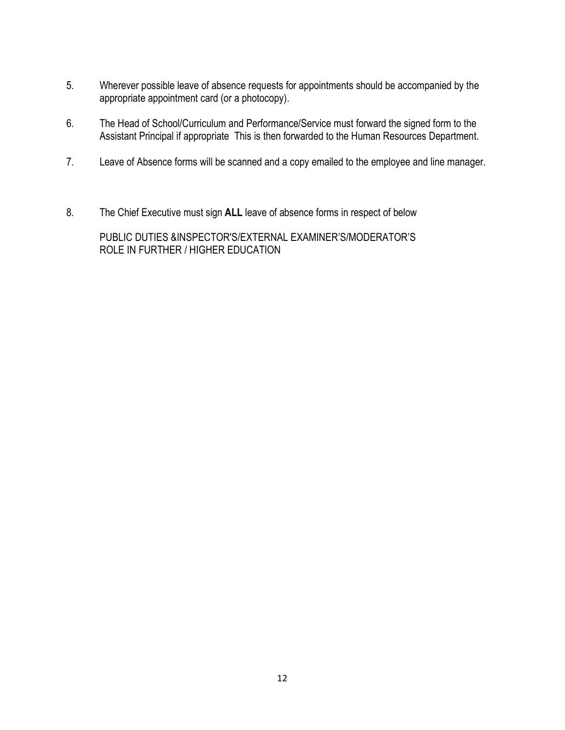5. Wherever possible leave of absence requests for appointments should be accompanied by the appropriate appointment card (or a photocopy).

6. The Head of School/Curriculum and Performance/Service must forward the signed form to the Assistant Principal if appropriate This is then forwarded to the Human Resources Department.

7. Leave of Absence forms will be scanned and a copy emailed to the employee and line manager.

8. The Chief Executive must sign **ALL** leave of absence forms in respect of below

   PUBLIC DUTIES &INSPECTOR'S/EXTERNAL EXAMINER'S/MODERATOR'S ROLE IN FURTHER / HIGHER EDUCATION